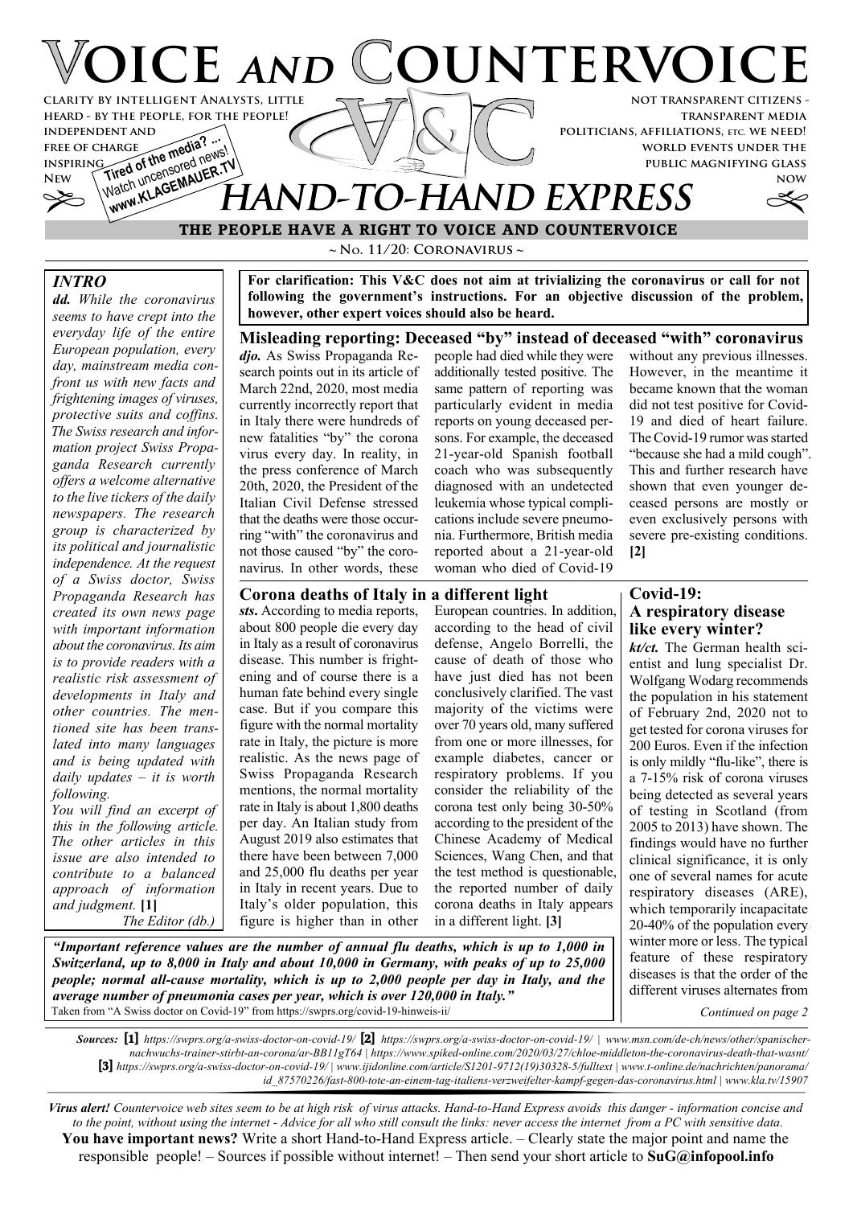# VOICE AND COUNTERVOICE

CLARITY BY INTELLIGENT ANALYSTS, LITTLE HEARD - BY THE PEOPLE, FOR THE PEOPLE!
INDEPENDENT AND FREE OF CHARGE
INSPIRING
NEW

Tired of the media? ... Watch uncensored news! www.KLAGEMAUER.TV

NOT TRANSPARENT CITIZENS - TRANSPARENT MEDIA
POLITICIANS, AFFILIATIONS, ETC. WE NEED!
WORLD EVENTS UNDER THE PUBLIC MAGNIFYING GLASS
NOW

## HAND-TO-HAND EXPRESS

**THE PEOPLE HAVE A RIGHT TO VOICE AND COUNTERVOICE**

~ No. 11/20: Coronavirus ~

### *INTRO*

***dd.*** *While the coronavirus seems to have crept into the everyday life of the entire European population, every day, mainstream media confront us with new facts and frightening images of viruses, protective suits and coffins. The Swiss research and information project Swiss Propaganda Research currently offers a welcome alternative to the live tickers of the daily newspapers. The research group is characterized by its political and journalistic independence. At the request of a Swiss doctor, Swiss Propaganda Research has created its own news page with important information about the coronavirus. Its aim is to provide readers with a realistic risk assessment of developments in Italy and other countries. The mentioned site has been translated into many languages and is being updated with daily updates – it is worth following.*

*You will find an excerpt of this in the following article. The other articles in this issue are also intended to contribute to a balanced approach of information and judgment.* **[1]**

*The Editor (db.)*

**For clarification: This V&C does not aim at trivializing the coronavirus or call for not following the government's instructions. For an objective discussion of the problem, however, other expert voices should also be heard.**

### Misleading reporting: Deceased "by" instead of deceased "with" coronavirus

***djo.*** As Swiss Propaganda Research points out in its article of March 22nd, 2020, most media currently incorrectly report that in Italy there were hundreds of new fatalities "by" the corona virus every day. In reality, in the press conference of March 20th, 2020, the President of the Italian Civil Defense stressed that the deaths were those occurring "with" the coronavirus and not those caused "by" the coronavirus. In other words, these people had died while they were additionally tested positive. The same pattern of reporting was particularly evident in media reports on young deceased persons. For example, the deceased 21-year-old Spanish football coach who was subsequently diagnosed with an undetected leukemia whose typical complications include severe pneumonia. Furthermore, British media reported about a 21-year-old woman who died of Covid-19 without any previous illnesses. However, in the meantime it became known that the woman did not test positive for Covid-19 and died of heart failure. The Covid-19 rumor was started "because she had a mild cough". This and further research have shown that even younger deceased persons are mostly or even exclusively persons with severe pre-existing conditions. **[2]**

### Corona deaths of Italy in a different light

***sts.*** According to media reports, about 800 people die every day in Italy as a result of coronavirus disease. This number is frightening and of course there is a human fate behind every single case. But if you compare this figure with the normal mortality rate in Italy, the picture is more realistic. As the news page of Swiss Propaganda Research mentions, the normal mortality rate in Italy is about 1,800 deaths per day. An Italian study from August 2019 also estimates that there have been between 7,000 and 25,000 flu deaths per year in Italy in recent years. Due to Italy's older population, this figure is higher than in other European countries. In addition, according to the head of civil defense, Angelo Borrelli, the cause of death of those who have just died has not been conclusively clarified. The vast majority of the victims were over 70 years old, many suffered from one or more illnesses, for example diabetes, cancer or respiratory problems. If you consider the reliability of the corona test only being 30-50% according to the president of the Chinese Academy of Medical Sciences, Wang Chen, and that the test method is questionable, the reported number of daily corona deaths in Italy appears in a different light. **[3]**

***"Important reference values are the number of annual flu deaths, which is up to 1,000 in Switzerland, up to 8,000 in Italy and about 10,000 in Germany, with peaks of up to 25,000 people; normal all-cause mortality, which is up to 2,000 people per day in Italy, and the average number of pneumonia cases per year, which is over 120,000 in Italy."***

Taken from "A Swiss doctor on Covid-19" from https://swprs.org/covid-19-hinweis-ii/

### Covid-19: A respiratory disease like every winter?

***kt/ct.*** The German health scientist and lung specialist Dr. Wolfgang Wodarg recommends the population in his statement of February 2nd, 2020 not to get tested for corona viruses for 200 Euros. Even if the infection is only mildly "flu-like", there is a 7-15% risk of corona viruses being detected as several years of testing in Scotland (from 2005 to 2013) have shown. The findings would have no further clinical significance, it is only one of several names for acute respiratory diseases (ARE), which temporarily incapacitate 20-40% of the population every winter more or less. The typical feature of these respiratory diseases is that the order of the different viruses alternates from

*Continued on page 2*

***Sources:*** **[1]** *https://swprs.org/a-swiss-doctor-on-covid-19/* **[2]** *https://swprs.org/a-swiss-doctor-on-covid-19/ | www.msn.com/de-ch/news/other/spanischer-nachwuchs-trainer-stirbt-an-corona/ar-BB11gT64 | https://www.spiked-online.com/2020/03/27/chloe-middleton-the-coronavirus-death-that-wasnt/* **[3]** *https://swprs.org/a-swiss-doctor-on-covid-19/ | www.ijidonline.com/article/S1201-9712(19)30328-5/fulltext | www.t-online.de/nachrichten/panorama/id_87570226/fast-800-tote-an-einem-tag-italiens-verzweifelter-kampf-gegen-das-coronavirus.html | www.kla.tv/15907*

***Virus alert!*** *Countervoice web sites seem to be at high risk of virus attacks. Hand-to-Hand Express avoids this danger - information concise and to the point, without using the internet - Advice for all who still consult the links: never access the internet from a PC with sensitive data.*

**You have important news?** Write a short Hand-to-Hand Express article. – Clearly state the major point and name the responsible people! – Sources if possible without internet! – Then send your short article to **SuG@infopool.info**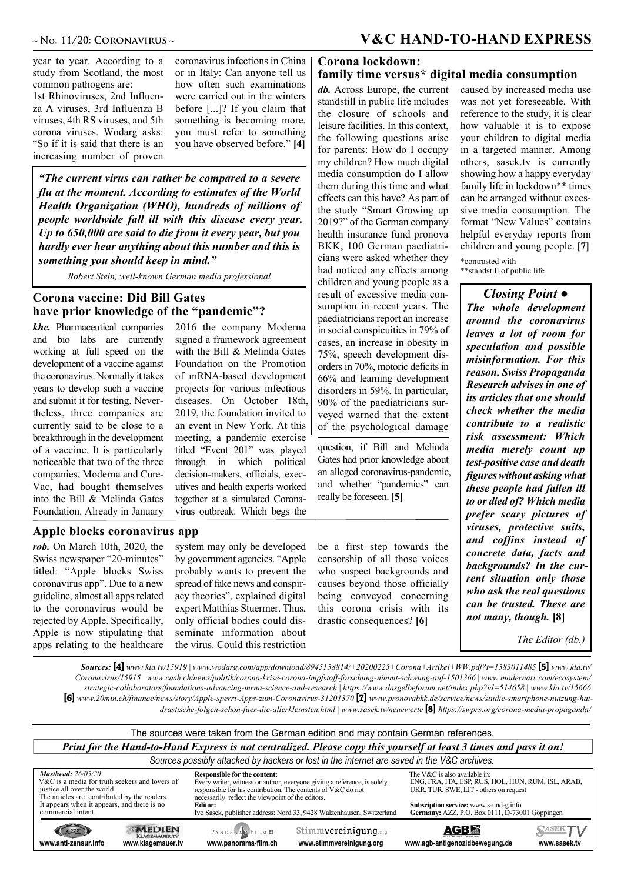year to year. According to a study from Scotland, the most common pathogens are:
1st Rhinoviruses, 2nd Influenza A viruses, 3rd Influenza B viruses, 4th RS viruses, and 5th corona viruses. Wodarg asks: "So if it is said that there is an increasing number of proven coronavirus infections in China or in Italy: Can anyone tell us how often such examinations were carried out in the winters before [...]? If you claim that something is becoming more, you must refer to something you have observed before." **[4]**

***"The current virus can rather be compared to a severe flu at the moment. According to estimates of the World Health Organization (WHO), hundreds of millions of people worldwide fall ill with this disease every year. Up to 650,000 are said to die from it every year, but you hardly ever hear anything about this number and this is something you should keep in mind."***

*Robert Stein, well-known German media professional*

## Corona vaccine: Did Bill Gates have prior knowledge of the "pandemic"?

***khc.*** Pharmaceutical companies and bio labs are currently working at full speed on the development of a vaccine against the coronavirus. Normally it takes years to develop such a vaccine and submit it for testing. Nevertheless, three companies are currently said to be close to a breakthrough in the development of a vaccine. It is particularly noticeable that two of the three companies, Moderna and CureVac, had bought themselves into the Bill & Melinda Gates Foundation. Already in January 2016 the company Moderna signed a framework agreement with the Bill & Melinda Gates Foundation on the Promotion of mRNA-based development projects for various infectious diseases. On October 18th, 2019, the foundation invited to an event in New York. At this meeting, a pandemic exercise titled "Event 201" was played through in which political decision-makers, officials, executives and health experts worked together at a simulated Corona-virus outbreak. Which begs the question, if Bill and Melinda Gates had prior knowledge about an alleged coronavirus-pandemic, and whether "pandemics" can really be foreseen. **[5]**

## Corona lockdown: family time versus* digital media consumption

***db.*** Across Europe, the current standstill in public life includes the closure of schools and leisure facilities. In this context, the following questions arise for parents: How do I occupy my children? How much digital media consumption do I allow them during this time and what effects can this have? As part of the study "Smart Growing up 2019?" of the German company health insurance fund pronova BKK, 100 German paediatricians were asked whether they had noticed any effects among children and young people as a result of excessive media consumption in recent years. The paediatricians report an increase in social conspicuities in 79% of cases, an increase in obesity in 75%, speech development disorders in 70%, motoric deficits in 66% and learning development disorders in 59%. In particular, 90% of the paediatricians surveyed warned that the extent of the psychological damage caused by increased media use was not yet foreseeable. With reference to the study, it is clear how valuable it is to expose your children to digital media in a targeted manner. Among others, sasek.tv is currently showing how a happy everyday family life in lockdown** times can be arranged without excessive media consumption. The format "New Values" contains helpful everyday reports from children and young people. **[7]**

\*contrasted with
\*\*standstill of public life

## Apple blocks coronavirus app

***rob.*** On March 10th, 2020, the Swiss newspaper "20-minutes" titled: "Apple blocks Swiss coronavirus app". Due to a new guideline, almost all apps related to the coronavirus would be rejected by Apple. Specifically, Apple is now stipulating that apps relating to the healthcare system may only be developed by government agencies. "Apple probably wants to prevent the spread of fake news and conspiracy theories", explained digital expert Matthias Stuermer. Thus, only official bodies could disseminate information about the virus. Could this restriction be a first step towards the censorship of all those voices who suspect backgrounds and causes beyond those officially being conveyed concerning this corona crisis with its drastic consequences? **[6]**

## *Closing Point ●*

***The whole development around the coronavirus leaves a lot of room for speculation and possible misinformation. For this reason, Swiss Propaganda Research advises in one of its articles that one should check whether the media contribute to a realistic risk assessment: Which media merely count up test-positive case and death figures without asking what these people had fallen ill to or died of? Which media prefer scary pictures of viruses, protective suits, and coffins instead of concrete data, facts and backgrounds? In the current situation only those who ask the real questions can be trusted. These are not many, though.*** **[8]**

*The Editor (db.)*

***Sources:*** **[4]** *www.kla.tv/15919 | www.wodarg.com/app/download/8945158814/+20200225+Corona+Artikel+WW.pdf?t=1583011485* **[5]** *www.kla.tv/Coronavirus/15915 | www.cash.ch/news/politik/corona-krise-corona-impfstoff-forschung-nimmt-schwung-auf-1501366 | www.modernatx.com/ecosystem/strategic-collaborators/foundations-advancing-mrna-science-and-research | https://www.dasgelbeforum.net/index.php?id=514658 | www.kla.tv/15666* **[6]** *www.20min.ch/finance/news/story/Apple-sperrt-Apps-zum-Coronavirus-31201370* **[7]** *www.pronovabkk.de/service/news/studie-smartphone-nutzung-hat-drastische-folgen-schon-fuer-die-allerkleinsten.html | www.sasek.tv/neuewerte* **[8]** *https://swprs.org/corona-media-propaganda/*

The sources were taken from the German edition and may contain German references.

***Print for the Hand-to-Hand Express is not centralized. Please copy this yourself at least 3 times and pass it on!***

*Sources possibly attacked by hackers or lost in the internet are saved in the V&C archives.*

***Masthead:** 26/05/20*
V&C is a media for truth seekers and lovers of justice all over the world.
The articles are contributed by the readers.
It appears when it appears, and there is no commercial intent.

**Responsible for the content:**
Every writer, witness or author, everyone giving a reference, is solely responsible for his contribution. The contents of V&C do not necessarily reflect the viewpoint of the editors.
**Editor:**
Ivo Sasek, publisher address: Nord 33, 9428 Walzenhausen, Switzerland

The V&C is also available in:
ENG, FRA, ITA, ESP, RUS, HOL, HUN, RUM, ISL, ARAB, UKR, TUR, SWE, LIT - others on request

**Subsciption service:** www.s-und-g.info
**Germany:** AZZ, P.O. Box 0111, D-73001 Göppingen

www.anti-zensur.info | www.klagemauer.tv | www.panorama-film.ch | www.stimmvereinigung.org | www.agb-antigenozidbewegung.de | www.sasek.tv